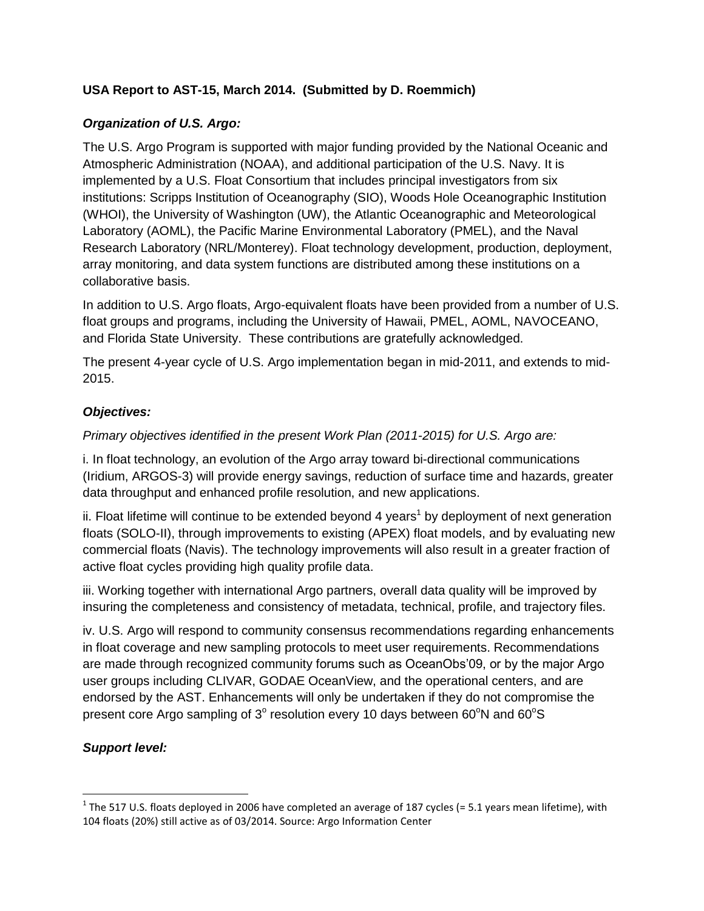**USA Report to AST-15, March 2014. (Submitted by D. Roemmich)**

***Organization of U.S. Argo:***

The U.S. Argo Program is supported with major funding provided by the National Oceanic and Atmospheric Administration (NOAA), and additional participation of the U.S. Navy. It is implemented by a U.S. Float Consortium that includes principal investigators from six institutions: Scripps Institution of Oceanography (SIO), Woods Hole Oceanographic Institution (WHOI), the University of Washington (UW), the Atlantic Oceanographic and Meteorological Laboratory (AOML), the Pacific Marine Environmental Laboratory (PMEL), and the Naval Research Laboratory (NRL/Monterey). Float technology development, production, deployment, array monitoring, and data system functions are distributed among these institutions on a collaborative basis.

In addition to U.S. Argo floats, Argo-equivalent floats have been provided from a number of U.S. float groups and programs, including the University of Hawaii, PMEL, AOML, NAVOCEANO, and Florida State University. These contributions are gratefully acknowledged.

The present 4-year cycle of U.S. Argo implementation began in mid-2011, and extends to mid-2015.

***Objectives:***

*Primary objectives identified in the present Work Plan (2011-2015) for U.S. Argo are:*

i. In float technology, an evolution of the Argo array toward bi-directional communications (Iridium, ARGOS-3) will provide energy savings, reduction of surface time and hazards, greater data throughput and enhanced profile resolution, and new applications.

ii. Float lifetime will continue to be extended beyond 4 years[1] by deployment of next generation floats (SOLO-II), through improvements to existing (APEX) float models, and by evaluating new commercial floats (Navis). The technology improvements will also result in a greater fraction of active float cycles providing high quality profile data.

iii. Working together with international Argo partners, overall data quality will be improved by insuring the completeness and consistency of metadata, technical, profile, and trajectory files.

iv. U.S. Argo will respond to community consensus recommendations regarding enhancements in float coverage and new sampling protocols to meet user requirements. Recommendations are made through recognized community forums such as OceanObs'09, or by the major Argo user groups including CLIVAR, GODAE OceanView, and the operational centers, and are endorsed by the AST. Enhancements will only be undertaken if they do not compromise the present core Argo sampling of $3^o$ resolution every 10 days between $60^oN$ and $60^oS$

***Support level:***

[1] The 517 U.S. floats deployed in 2006 have completed an average of 187 cycles (= 5.1 years mean lifetime), with 104 floats (20%) still active as of 03/2014. Source: Argo Information Center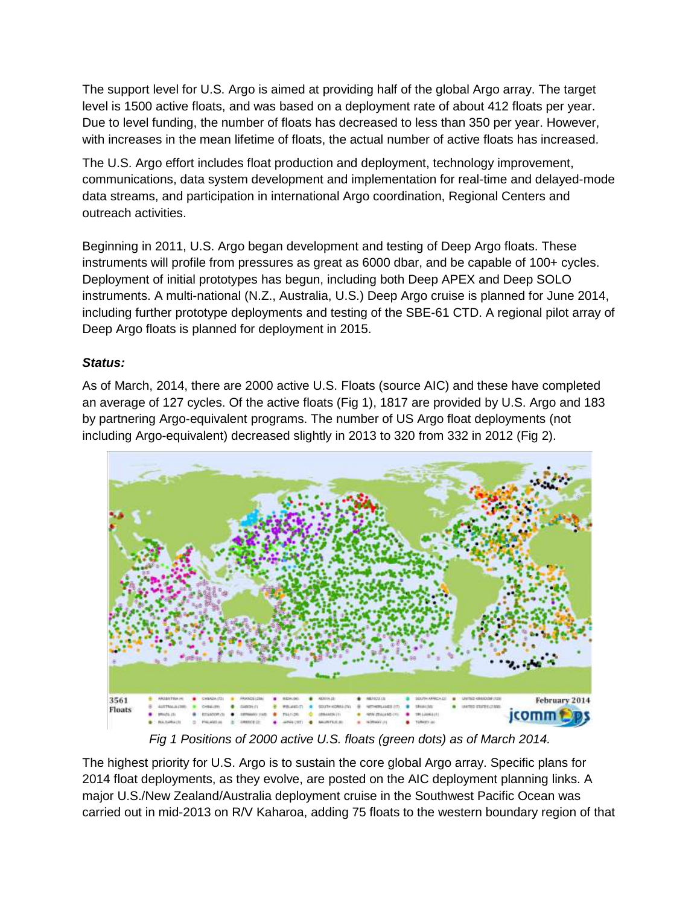The support level for U.S. Argo is aimed at providing half of the global Argo array. The target level is 1500 active floats, and was based on a deployment rate of about 412 floats per year. Due to level funding, the number of floats has decreased to less than 350 per year. However, with increases in the mean lifetime of floats, the actual number of active floats has increased.

The U.S. Argo effort includes float production and deployment, technology improvement, communications, data system development and implementation for real-time and delayed-mode data streams, and participation in international Argo coordination, Regional Centers and outreach activities.

Beginning in 2011, U.S. Argo began development and testing of Deep Argo floats. These instruments will profile from pressures as great as 6000 dbar, and be capable of 100+ cycles. Deployment of initial prototypes has begun, including both Deep APEX and Deep SOLO instruments. A multi-national (N.Z., Australia, U.S.) Deep Argo cruise is planned for June 2014, including further prototype deployments and testing of the SBE-61 CTD. A regional pilot array of Deep Argo floats is planned for deployment in 2015.

***Status:***

As of March, 2014, there are 2000 active U.S. Floats (source AIC) and these have completed an average of 127 cycles. Of the active floats (Fig 1), 1817 are provided by U.S. Argo and 183 by partnering Argo-equivalent programs. The number of US Argo float deployments (not including Argo-equivalent) decreased slightly in 2013 to 320 from 332 in 2012 (Fig 2).

*Fig 1 Positions of 2000 active U.S. floats (green dots) as of March 2014.*

The highest priority for U.S. Argo is to sustain the core global Argo array. Specific plans for 2014 float deployments, as they evolve, are posted on the AIC deployment planning links. A major U.S./New Zealand/Australia deployment cruise in the Southwest Pacific Ocean was carried out in mid-2013 on R/V Kaharoa, adding 75 floats to the western boundary region of that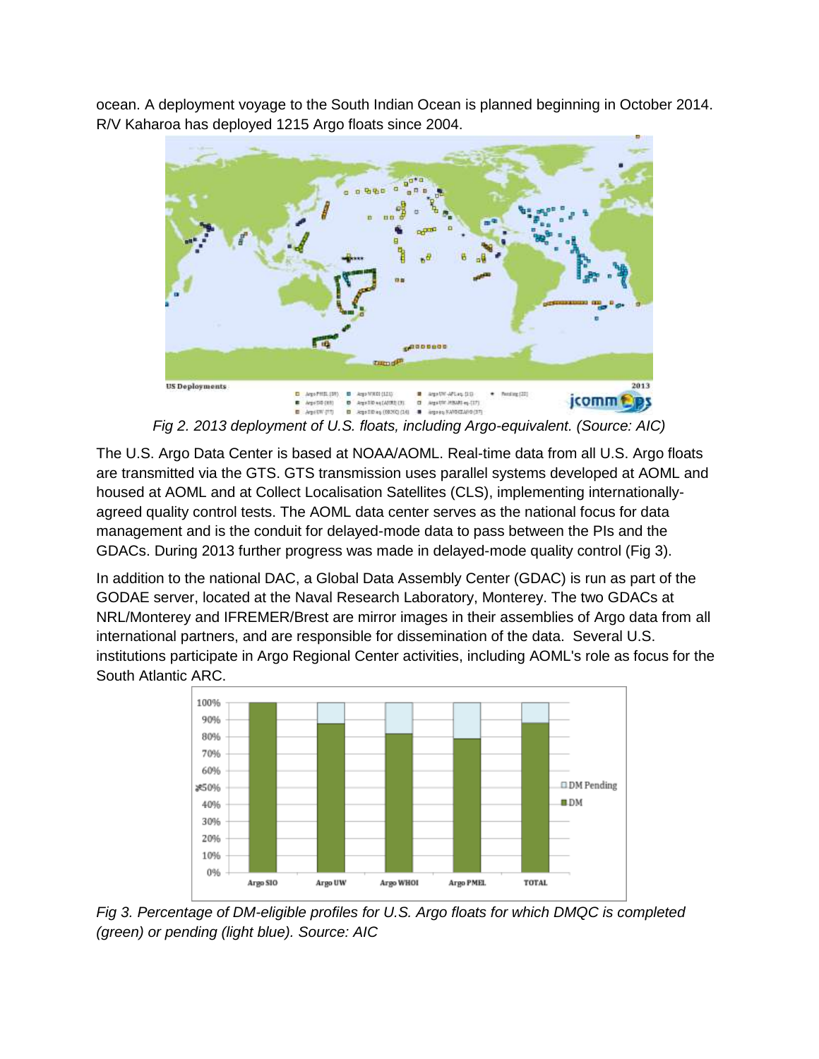ocean. A deployment voyage to the South Indian Ocean is planned beginning in October 2014. R/V Kaharoa has deployed 1215 Argo floats since 2004.

US Deployments

2013

jcommops

*Fig 2. 2013 deployment of U.S. floats, including Argo-equivalent. (Source: AIC)*

The U.S. Argo Data Center is based at NOAA/AOML. Real-time data from all U.S. Argo floats are transmitted via the GTS. GTS transmission uses parallel systems developed at AOML and housed at AOML and at Collect Localisation Satellites (CLS), implementing internationally-agreed quality control tests. The AOML data center serves as the national focus for data management and is the conduit for delayed-mode data to pass between the PIs and the GDACs. During 2013 further progress was made in delayed-mode quality control (Fig 3).

In addition to the national DAC, a Global Data Assembly Center (GDAC) is run as part of the GODAE server, located at the Naval Research Laboratory, Monterey. The two GDACs at NRL/Monterey and IFREMER/Brest are mirror images in their assemblies of Argo data from all international partners, and are responsible for dissemination of the data. Several U.S. institutions participate in Argo Regional Center activities, including AOML's role as focus for the South Atlantic ARC.

100%
90%
80%
70%
60%
50%
40%
30%
20%
10%
0%

Argo SIO
Argo UW
Argo WHOI
Argo PMEL
TOTAL

DM Pending
DM

*Fig 3. Percentage of DM-eligible profiles for U.S. Argo floats for which DMQC is completed (green) or pending (light blue). Source: AIC*